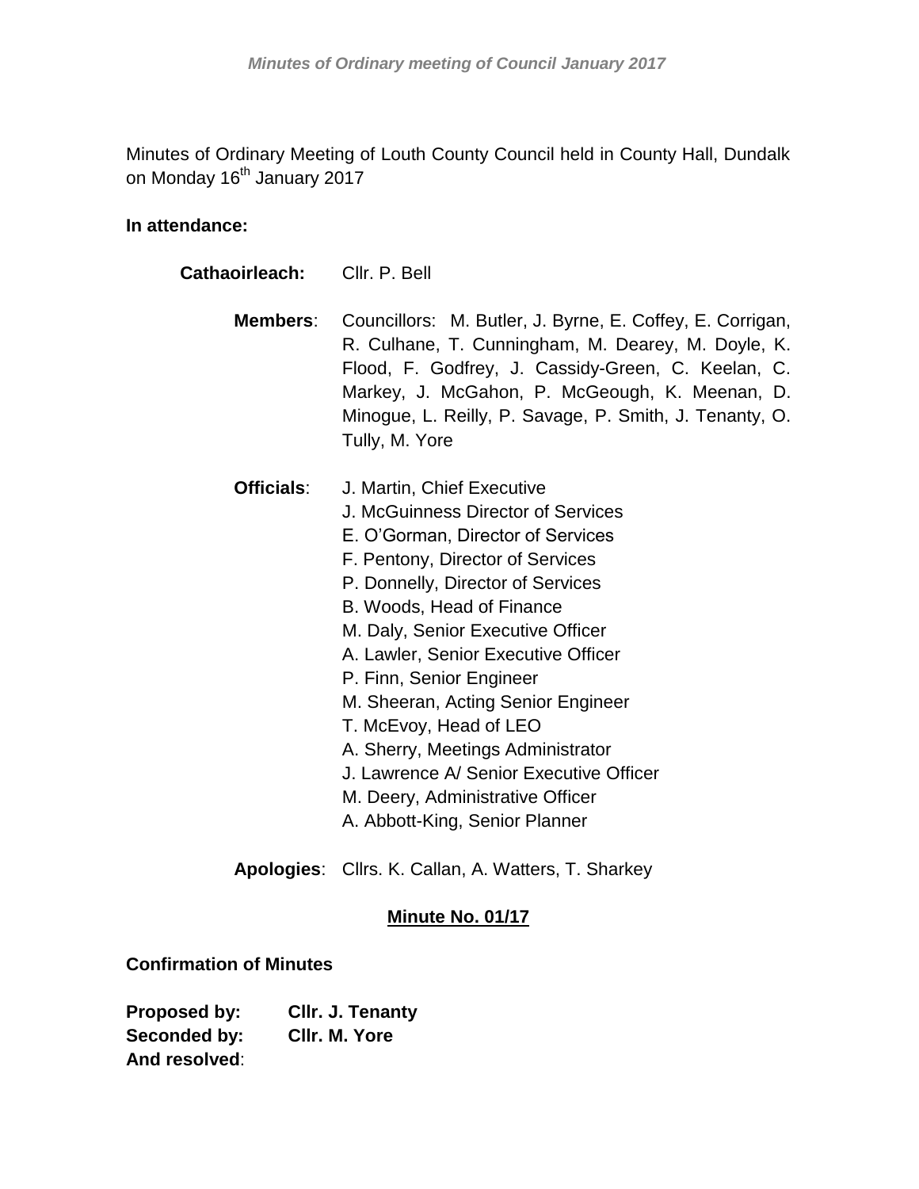Minutes of Ordinary Meeting of Louth County Council held in County Hall, Dundalk on Monday 16th January 2017

**In attendance:**

**Cathaoirleach:** Cllr. P. Bell

**Members**: Councillors: M. Butler, J. Byrne, E. Coffey, E. Corrigan, R. Culhane, T. Cunningham, M. Dearey, M. Doyle, K. Flood, F. Godfrey, J. Cassidy-Green, C. Keelan, C. Markey, J. McGahon, P. McGeough, K. Meenan, D. Minogue, L. Reilly, P. Savage, P. Smith, J. Tenanty, O. Tully, M. Yore

**Officials**:
J. Martin, Chief Executive
J. McGuinness Director of Services
E. O'Gorman, Director of Services
F. Pentony, Director of Services
P. Donnelly, Director of Services
B. Woods, Head of Finance
M. Daly, Senior Executive Officer
A. Lawler, Senior Executive Officer
P. Finn, Senior Engineer
M. Sheeran, Acting Senior Engineer
T. McEvoy, Head of LEO
A. Sherry, Meetings Administrator
J. Lawrence A/ Senior Executive Officer
M. Deery, Administrative Officer
A. Abbott-King, Senior Planner

**Apologies**: Cllrs. K. Callan, A. Watters, T. Sharkey

**Minute No. 01/17**

**Confirmation of Minutes**

**Proposed by:** **Cllr. J. Tenanty**
**Seconded by:** **Cllr. M. Yore**
**And resolved**: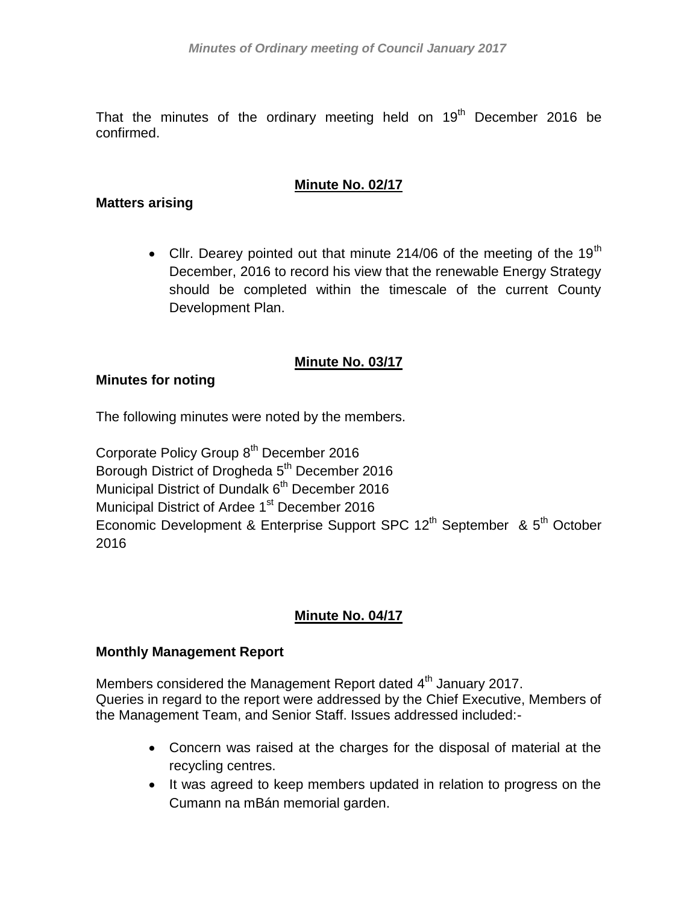That the minutes of the ordinary meeting held on 19th December 2016 be confirmed.

**Minute No. 02/17**

**Matters arising**

- Cllr. Dearey pointed out that minute 214/06 of the meeting of the 19th December, 2016 to record his view that the renewable Energy Strategy should be completed within the timescale of the current County Development Plan.

**Minute No. 03/17**

**Minutes for noting**

The following minutes were noted by the members.

Corporate Policy Group 8th December 2016
Borough District of Drogheda 5th December 2016
Municipal District of Dundalk 6th December 2016
Municipal District of Ardee 1st December 2016
Economic Development & Enterprise Support SPC 12th September & 5th October 2016

**Minute No. 04/17**

**Monthly Management Report**

Members considered the Management Report dated 4th January 2017.
Queries in regard to the report were addressed by the Chief Executive, Members of the Management Team, and Senior Staff. Issues addressed included:-

- Concern was raised at the charges for the disposal of material at the recycling centres.
- It was agreed to keep members updated in relation to progress on the Cumann na mBán memorial garden.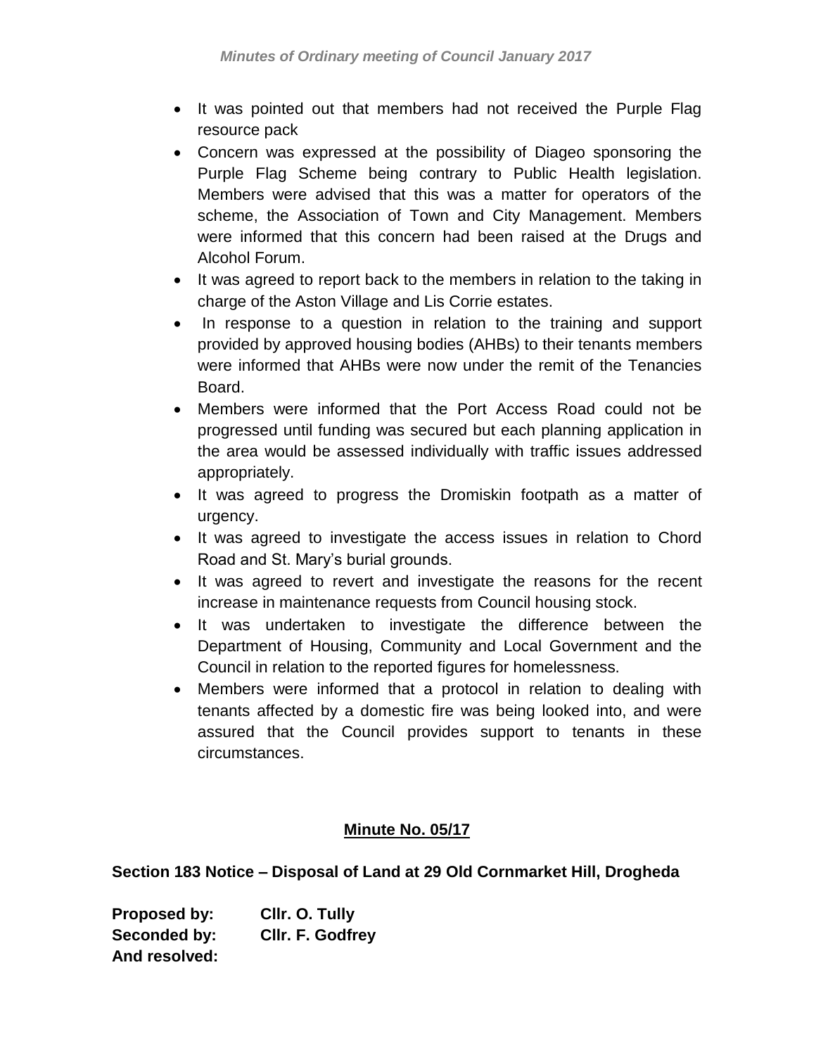- It was pointed out that members had not received the Purple Flag resource pack
- Concern was expressed at the possibility of Diageo sponsoring the Purple Flag Scheme being contrary to Public Health legislation. Members were advised that this was a matter for operators of the scheme, the Association of Town and City Management. Members were informed that this concern had been raised at the Drugs and Alcohol Forum.
- It was agreed to report back to the members in relation to the taking in charge of the Aston Village and Lis Corrie estates.
- In response to a question in relation to the training and support provided by approved housing bodies (AHBs) to their tenants members were informed that AHBs were now under the remit of the Tenancies Board.
- Members were informed that the Port Access Road could not be progressed until funding was secured but each planning application in the area would be assessed individually with traffic issues addressed appropriately.
- It was agreed to progress the Dromiskin footpath as a matter of urgency.
- It was agreed to investigate the access issues in relation to Chord Road and St. Mary's burial grounds.
- It was agreed to revert and investigate the reasons for the recent increase in maintenance requests from Council housing stock.
- It was undertaken to investigate the difference between the Department of Housing, Community and Local Government and the Council in relation to the reported figures for homelessness.
- Members were informed that a protocol in relation to dealing with tenants affected by a domestic fire was being looked into, and were assured that the Council provides support to tenants in these circumstances.

## Minute No. 05/17

**Section 183 Notice – Disposal of Land at 29 Old Cornmarket Hill, Drogheda**

**Proposed by:** Cllr. O. Tully
**Seconded by:** Cllr. F. Godfrey
**And resolved:**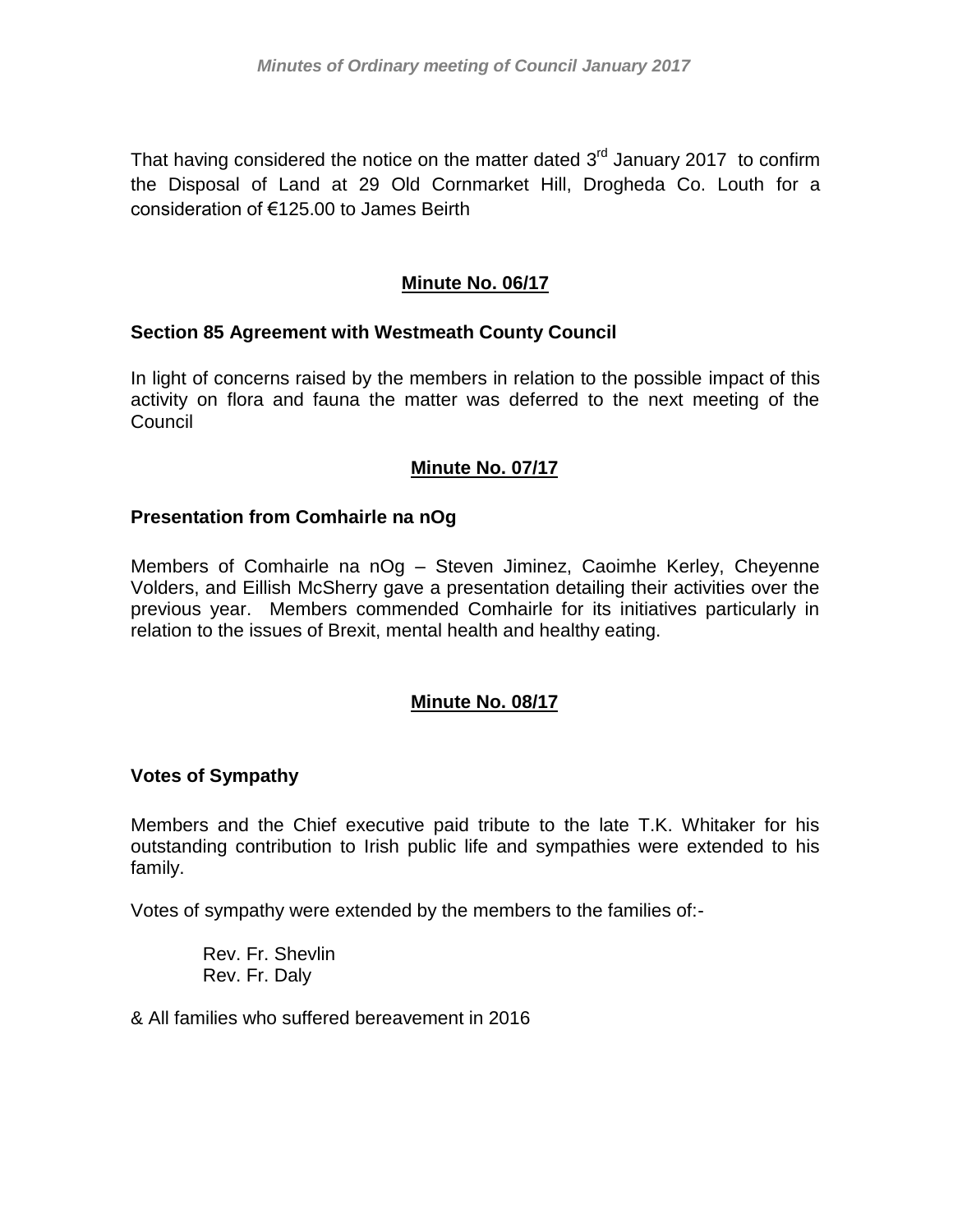That having considered the notice on the matter dated 3rd January 2017 to confirm the Disposal of Land at 29 Old Cornmarket Hill, Drogheda Co. Louth for a consideration of €125.00 to James Beirth

## Minute No. 06/17

**Section 85 Agreement with Westmeath County Council**

In light of concerns raised by the members in relation to the possible impact of this activity on flora and fauna the matter was deferred to the next meeting of the Council

## Minute No. 07/17

**Presentation from Comhairle na nOg**

Members of Comhairle na nOg – Steven Jiminez, Caoimhe Kerley, Cheyenne Volders, and Eillish McSherry gave a presentation detailing their activities over the previous year. Members commended Comhairle for its initiatives particularly in relation to the issues of Brexit, mental health and healthy eating.

## Minute No. 08/17

**Votes of Sympathy**

Members and the Chief executive paid tribute to the late T.K. Whitaker for his outstanding contribution to Irish public life and sympathies were extended to his family.

Votes of sympathy were extended by the members to the families of:-

Rev. Fr. Shevlin
Rev. Fr. Daly

& All families who suffered bereavement in 2016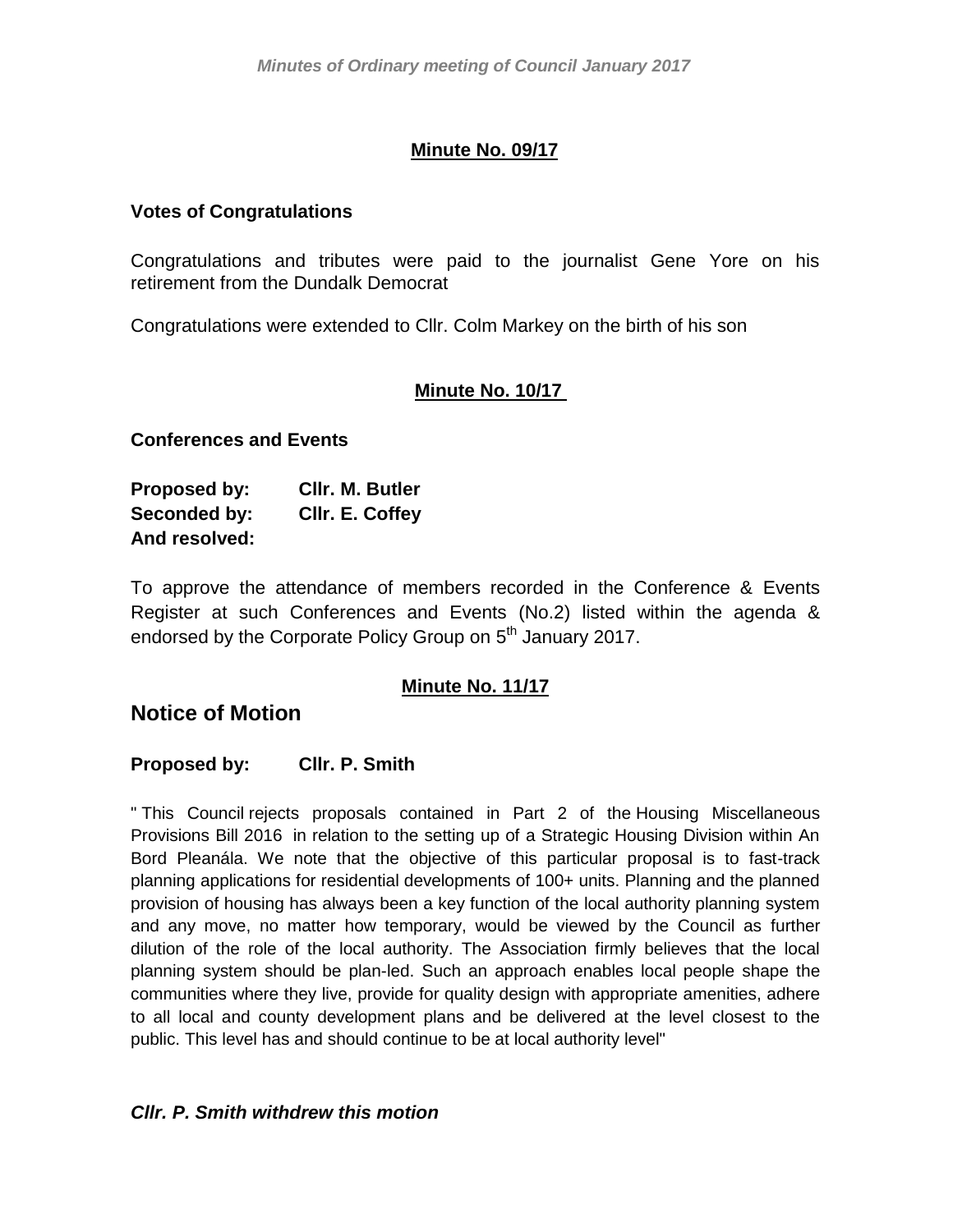**Minute No. 09/17**

**Votes of Congratulations**

Congratulations and tributes were paid to the journalist Gene Yore on his retirement from the Dundalk Democrat

Congratulations were extended to Cllr. Colm Markey on the birth of his son

**Minute No. 10/17**

**Conferences and Events**

**Proposed by:** **Cllr. M. Butler**
**Seconded by:** **Cllr. E. Coffey**
**And resolved:**

To approve the attendance of members recorded in the Conference & Events Register at such Conferences and Events (No.2) listed within the agenda & endorsed by the Corporate Policy Group on 5th January 2017.

**Minute No. 11/17**

## Notice of Motion

**Proposed by:** **Cllr. P. Smith**

" This Council rejects proposals contained in Part 2 of the Housing Miscellaneous Provisions Bill 2016 in relation to the setting up of a Strategic Housing Division within An Bord Pleanála. We note that the objective of this particular proposal is to fast-track planning applications for residential developments of 100+ units. Planning and the planned provision of housing has always been a key function of the local authority planning system and any move, no matter how temporary, would be viewed by the Council as further dilution of the role of the local authority. The Association firmly believes that the local planning system should be plan-led. Such an approach enables local people shape the communities where they live, provide for quality design with appropriate amenities, adhere to all local and county development plans and be delivered at the level closest to the public. This level has and should continue to be at local authority level"

***Cllr. P. Smith withdrew this motion***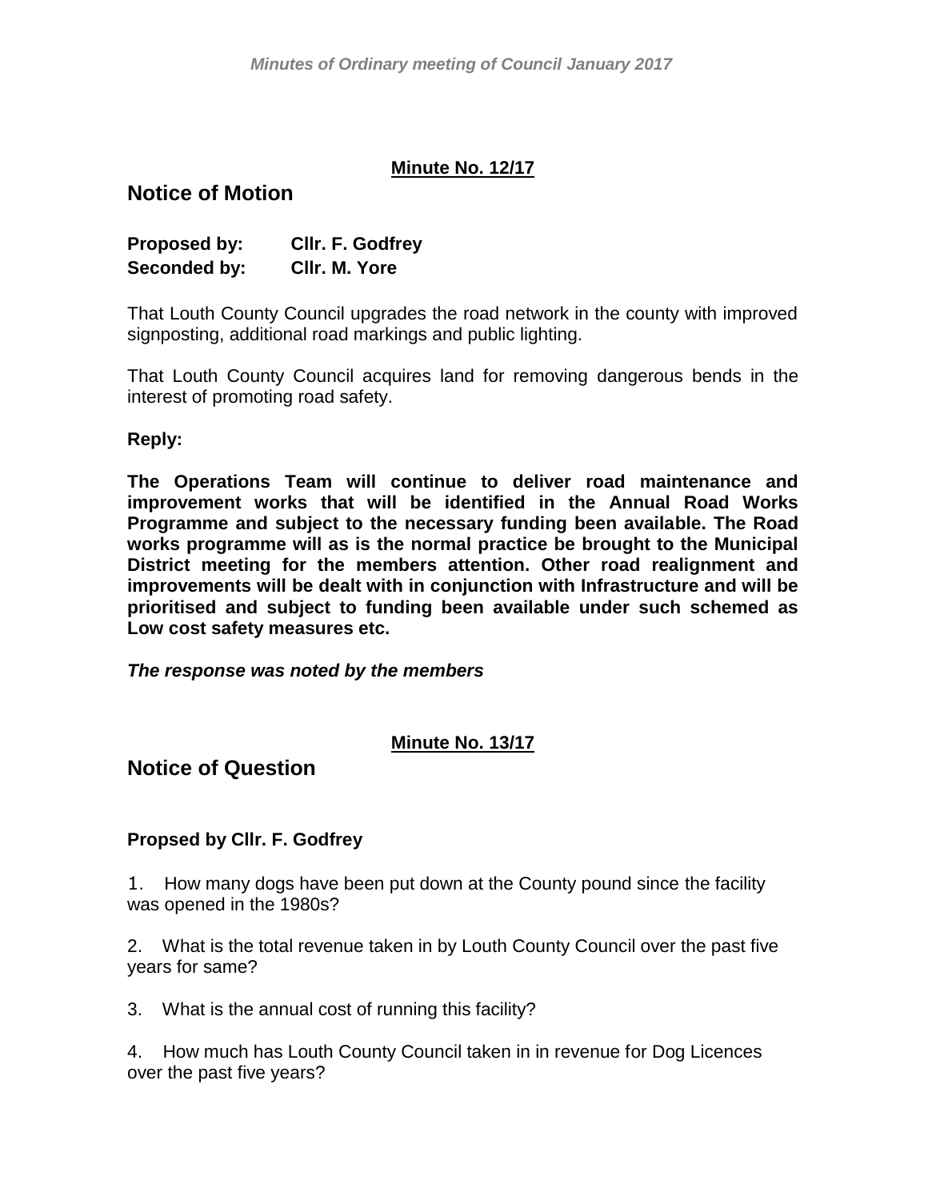**Minute No. 12/17**

## Notice of Motion

**Proposed by: Cllr. F. Godfrey**
**Seconded by: Cllr. M. Yore**

That Louth County Council upgrades the road network in the county with improved signposting, additional road markings and public lighting.

That Louth County Council acquires land for removing dangerous bends in the interest of promoting road safety.

**Reply:**

**The Operations Team will continue to deliver road maintenance and improvement works that will be identified in the Annual Road Works Programme and subject to the necessary funding been available. The Road works programme will as is the normal practice be brought to the Municipal District meeting for the members attention. Other road realignment and improvements will be dealt with in conjunction with Infrastructure and will be prioritised and subject to funding been available under such schemed as Low cost safety measures etc.**

***The response was noted by the members***

**Minute No. 13/17**

## Notice of Question

**Propsed by Cllr. F. Godfrey**

1. How many dogs have been put down at the County pound since the facility was opened in the 1980s?

2. What is the total revenue taken in by Louth County Council over the past five years for same?

3. What is the annual cost of running this facility?

4. How much has Louth County Council taken in in revenue for Dog Licences over the past five years?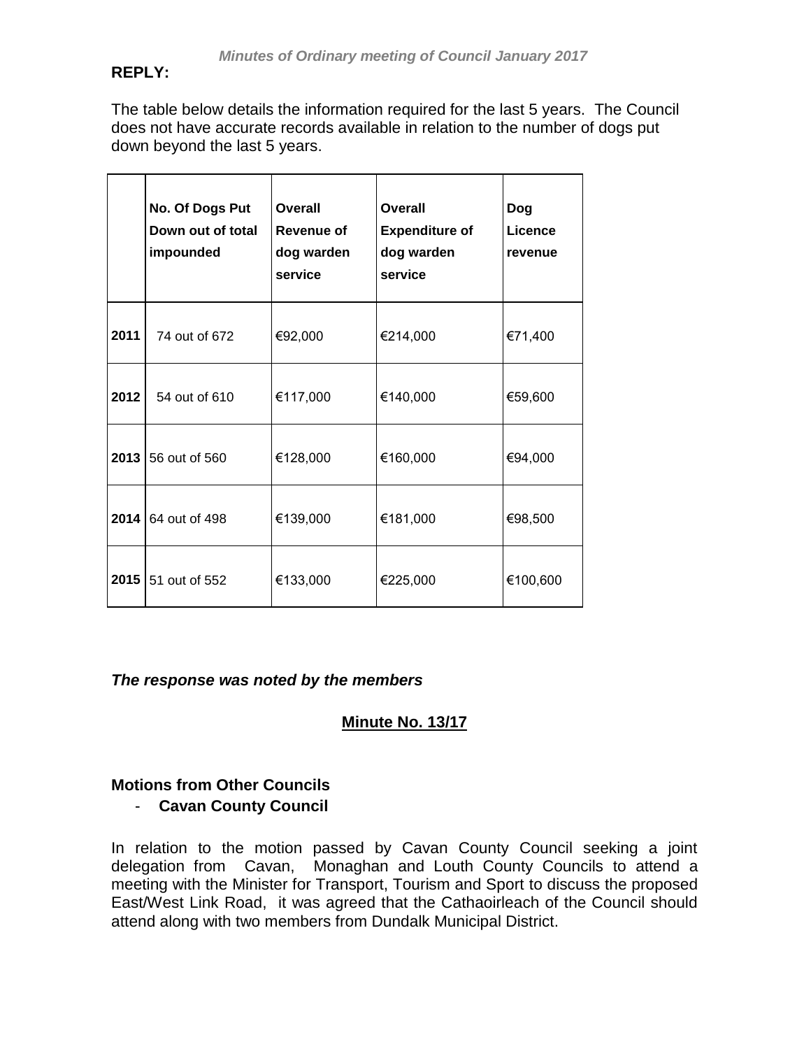**REPLY:**

The table below details the information required for the last 5 years. The Council does not have accurate records available in relation to the number of dogs put down beyond the last 5 years.

| | No. Of Dogs Put Down out of total impounded | Overall Revenue of dog warden service | Overall Expenditure of dog warden service | Dog Licence revenue |
|---|---|---|---|---|
| **2011** | 74 out of 672 | €92,000 | €214,000 | €71,400 |
| **2012** | 54 out of 610 | €117,000 | €140,000 | €59,600 |
| **2013** | 56 out of 560 | €128,000 | €160,000 | €94,000 |
| **2014** | 64 out of 498 | €139,000 | €181,000 | €98,500 |
| **2015** | 51 out of 552 | €133,000 | €225,000 | €100,600 |

***The response was noted by the members***

## Minute No. 13/17

**Motions from Other Councils**

- **Cavan County Council**

In relation to the motion passed by Cavan County Council seeking a joint delegation from Cavan, Monaghan and Louth County Councils to attend a meeting with the Minister for Transport, Tourism and Sport to discuss the proposed East/West Link Road, it was agreed that the Cathaoirleach of the Council should attend along with two members from Dundalk Municipal District.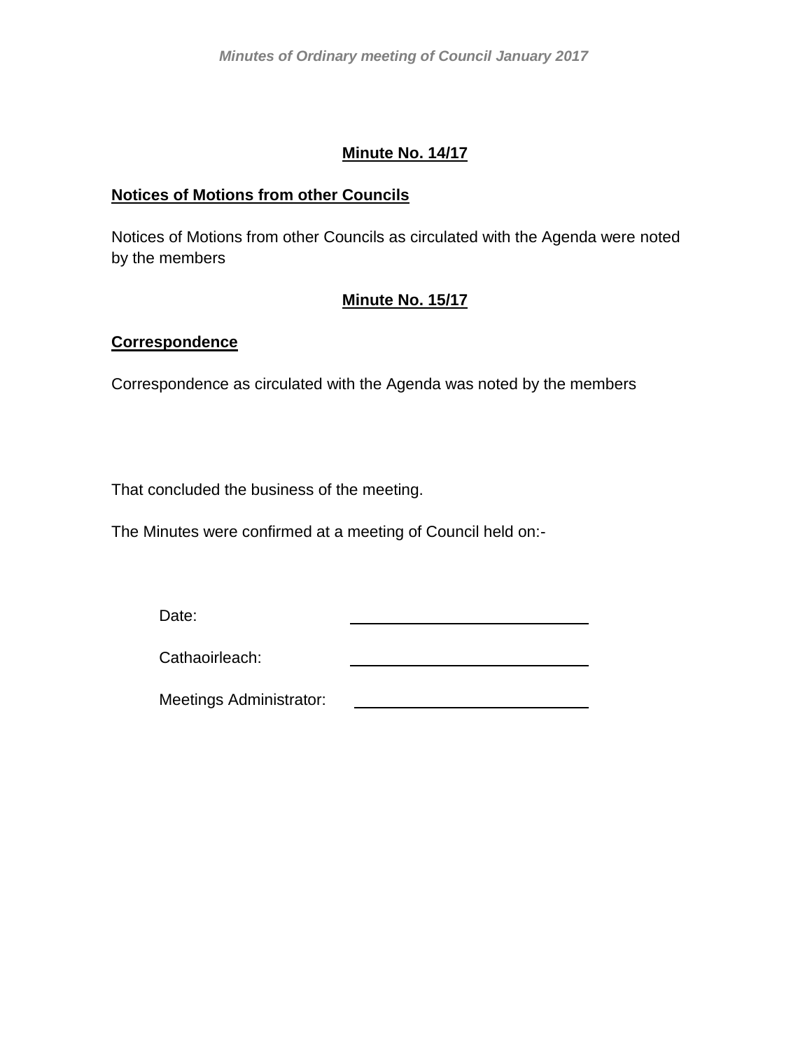**Minute No. 14/17**

**Notices of Motions from other Councils**

Notices of Motions from other Councils as circulated with the Agenda were noted by the members

**Minute No. 15/17**

**Correspondence**

Correspondence as circulated with the Agenda was noted by the members

That concluded the business of the meeting.

The Minutes were confirmed at a meeting of Council held on:-

Date: ____________________________

Cathaoirleach: ____________________________

Meetings Administrator: ____________________________